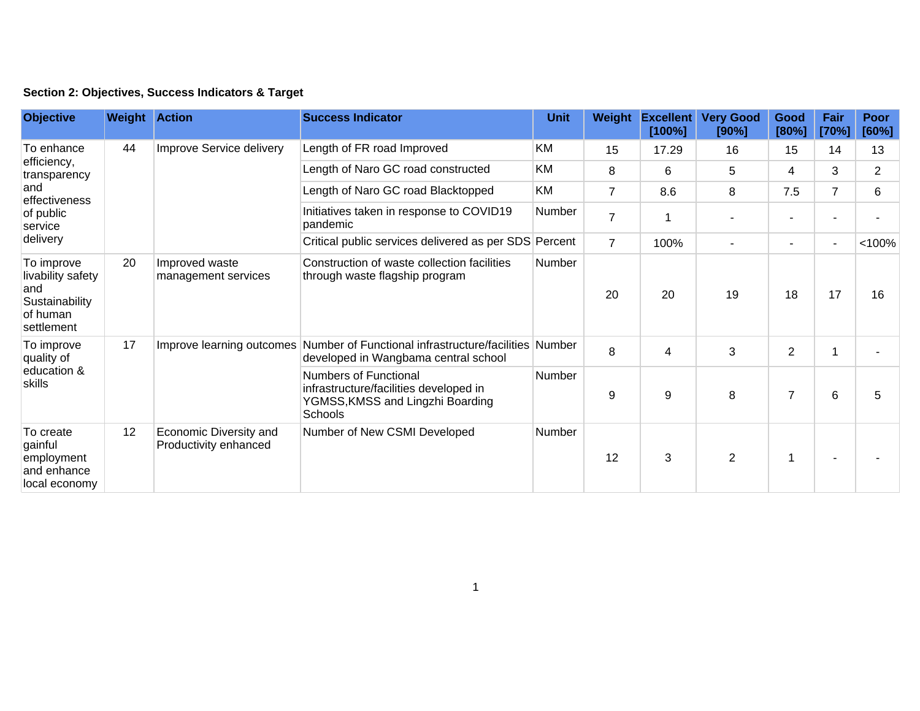**Section 2: Objectives, Success Indicators & Target**

| Objective | Weight | Action | Success Indicator | Unit | Weight | Excellent [100%] | Very Good [90%] | Good [80%] | Fair [70%] | Poor [60%] |
|---|---|---|---|---|---|---|---|---|---|---|
| To enhance efficiency, transparency and effectiveness of public service delivery | 44 | Improve Service delivery | Length of FR road Improved | KM | 15 | 17.29 | 16 | 15 | 14 | 13 |
| | | | Length of Naro GC road constructed | KM | 8 | 6 | 5 | 4 | 3 | 2 |
| | | | Length of Naro GC road Blacktopped | KM | 7 | 8.6 | 8 | 7.5 | 7 | 6 |
| | | | Initiatives taken in response to COVID19 pandemic | Number | 7 | 1 | - | - | - | - |
| | | | Critical public services delivered as per SDS | Percent | 7 | 100% | - | - | - | <100% |
| To improve livability safety and Sustainability of human settlement | 20 | Improved waste management services | Construction of waste collection facilities through waste flagship program | Number | 20 | 20 | 19 | 18 | 17 | 16 |
| To improve quality of education & skills | 17 | Improve learning outcomes | Number of Functional infrastructure/facilities developed in Wangbama central school | Number | 8 | 4 | 3 | 2 | 1 | - |
| | | | Numbers of Functional infrastructure/facilities developed in YGMSS,KMSS and Lingzhi Boarding Schools | Number | 9 | 9 | 8 | 7 | 6 | 5 |
| To create gainful employment and enhance local economy | 12 | Economic Diversity and Productivity enhanced | Number of New CSMI Developed | Number | 12 | 3 | 2 | 1 | - | - |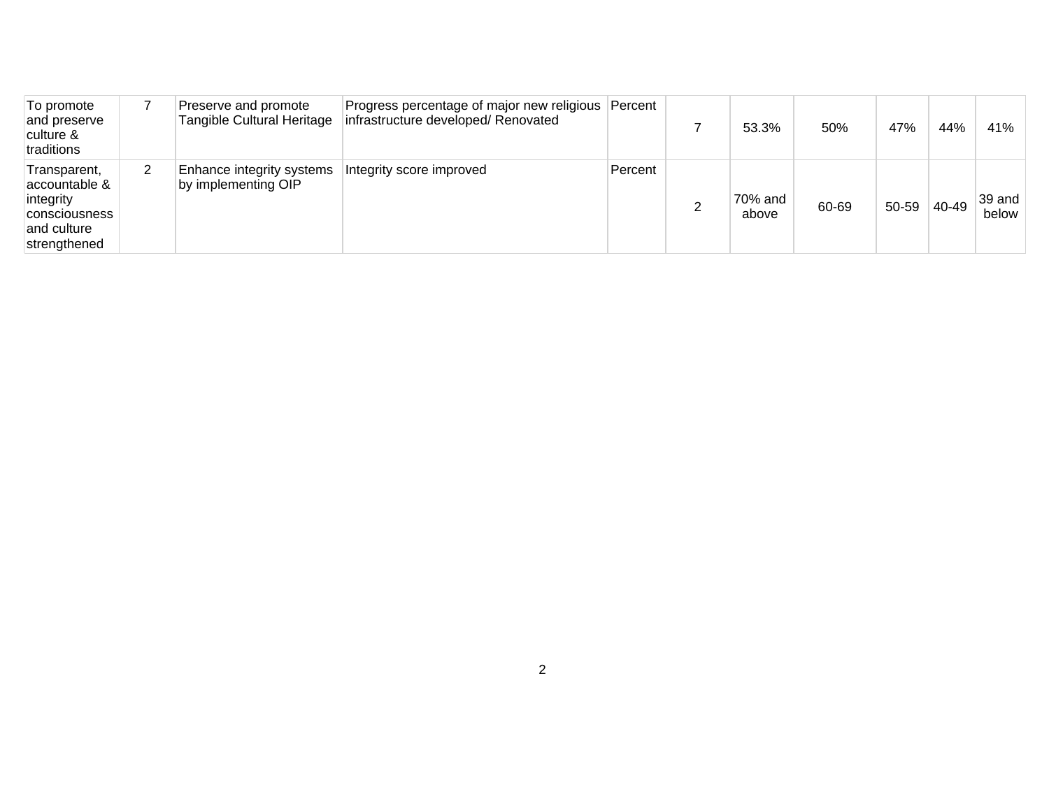| | | | | | | | | | | |
|---|---|---|---|---|---|---|---|---|---|---|
| To promote and preserve culture & traditions | 7 | Preserve and promote Tangible Cultural Heritage | Progress percentage of major new religious infrastructure developed/ Renovated | Percent | 7 | 53.3% | 50% | 47% | 44% | 41% |
| Transparent, accountable & integrity consciousness and culture strengthened | 2 | Enhance integrity systems by implementing OIP | Integrity score improved | Percent | 2 | 70% and above | 60-69 | 50-59 | 40-49 | 39 and below |